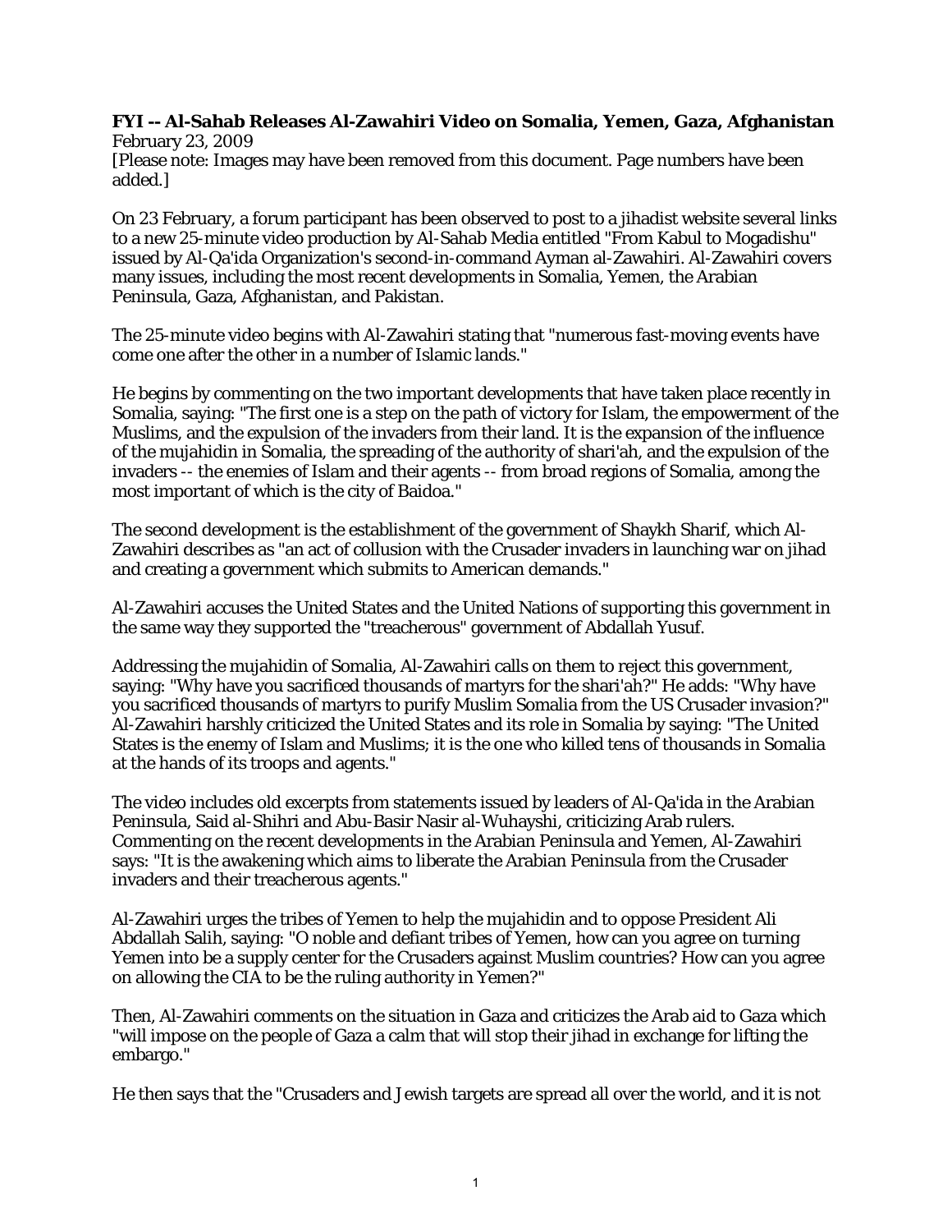**FYI -- Al-Sahab Releases Al-Zawahiri Video on Somalia, Yemen, Gaza, Afghanistan**
February 23, 2009
[Please note: Images may have been removed from this document. Page numbers have been added.]

On 23 February, a forum participant has been observed to post to a jihadist website several links to a new 25-minute video production by Al-Sahab Media entitled "From Kabul to Mogadishu" issued by Al-Qa'ida Organization's second-in-command Ayman al-Zawahiri. Al-Zawahiri covers many issues, including the most recent developments in Somalia, Yemen, the Arabian Peninsula, Gaza, Afghanistan, and Pakistan.

The 25-minute video begins with Al-Zawahiri stating that "numerous fast-moving events have come one after the other in a number of Islamic lands."

He begins by commenting on the two important developments that have taken place recently in Somalia, saying: "The first one is a step on the path of victory for Islam, the empowerment of the Muslims, and the expulsion of the invaders from their land. It is the expansion of the influence of the mujahidin in Somalia, the spreading of the authority of shari'ah, and the expulsion of the invaders -- the enemies of Islam and their agents -- from broad regions of Somalia, among the most important of which is the city of Baidoa."

The second development is the establishment of the government of Shaykh Sharif, which Al-Zawahiri describes as "an act of collusion with the Crusader invaders in launching war on jihad and creating a government which submits to American demands."

Al-Zawahiri accuses the United States and the United Nations of supporting this government in the same way they supported the "treacherous" government of Abdallah Yusuf.

Addressing the mujahidin of Somalia, Al-Zawahiri calls on them to reject this government, saying: "Why have you sacrificed thousands of martyrs for the shari'ah?" He adds: "Why have you sacrificed thousands of martyrs to purify Muslim Somalia from the US Crusader invasion?" Al-Zawahiri harshly criticized the United States and its role in Somalia by saying: "The United States is the enemy of Islam and Muslims; it is the one who killed tens of thousands in Somalia at the hands of its troops and agents."

The video includes old excerpts from statements issued by leaders of Al-Qa'ida in the Arabian Peninsula, Said al-Shihri and Abu-Basir Nasir al-Wuhayshi, criticizing Arab rulers. Commenting on the recent developments in the Arabian Peninsula and Yemen, Al-Zawahiri says: "It is the awakening which aims to liberate the Arabian Peninsula from the Crusader invaders and their treacherous agents."

Al-Zawahiri urges the tribes of Yemen to help the mujahidin and to oppose President Ali Abdallah Salih, saying: "O noble and defiant tribes of Yemen, how can you agree on turning Yemen into be a supply center for the Crusaders against Muslim countries? How can you agree on allowing the CIA to be the ruling authority in Yemen?"

Then, Al-Zawahiri comments on the situation in Gaza and criticizes the Arab aid to Gaza which "will impose on the people of Gaza a calm that will stop their jihad in exchange for lifting the embargo."

He then says that the "Crusaders and Jewish targets are spread all over the world, and it is not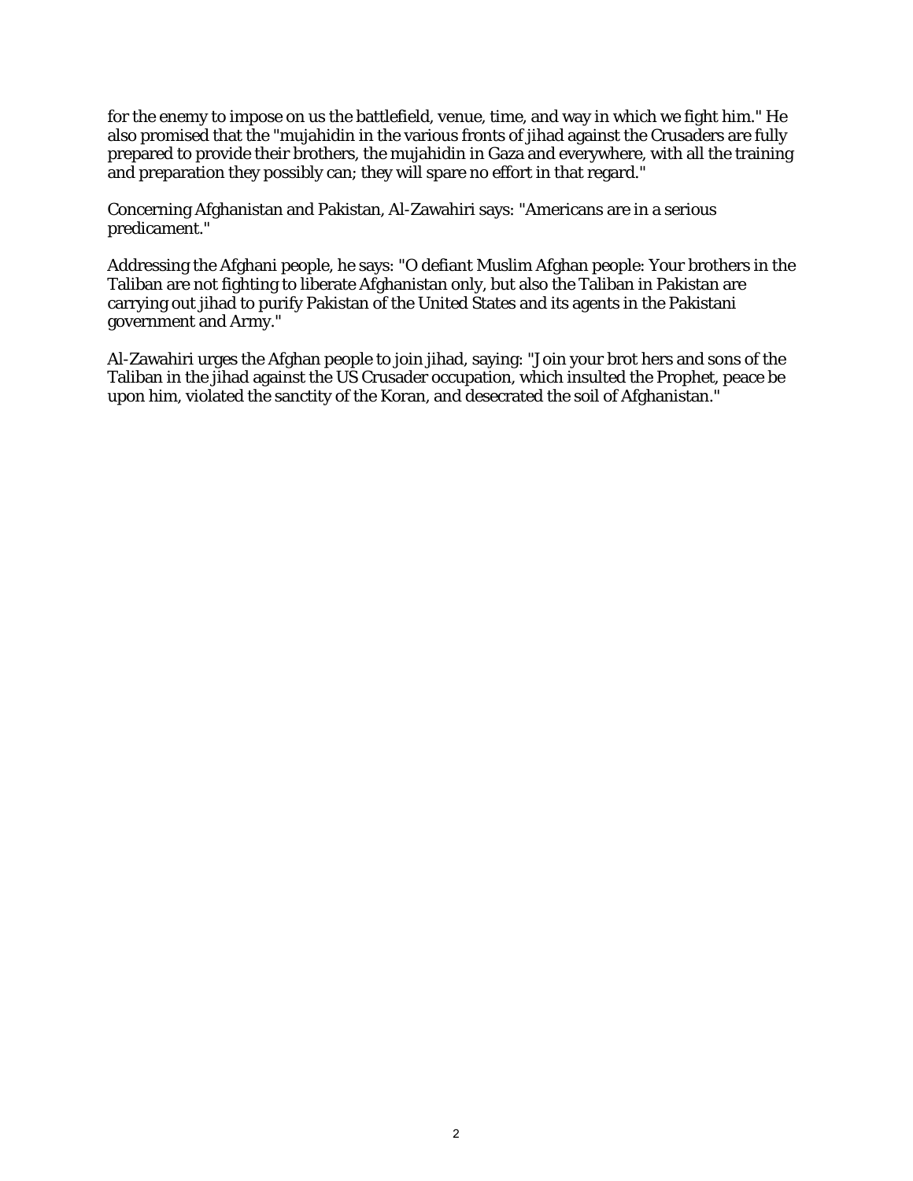for the enemy to impose on us the battlefield, venue, time, and way in which we fight him." He also promised that the "mujahidin in the various fronts of jihad against the Crusaders are fully prepared to provide their brothers, the mujahidin in Gaza and everywhere, with all the training and preparation they possibly can; they will spare no effort in that regard."

Concerning Afghanistan and Pakistan, Al-Zawahiri says: "Americans are in a serious predicament."

Addressing the Afghani people, he says: "O defiant Muslim Afghan people: Your brothers in the Taliban are not fighting to liberate Afghanistan only, but also the Taliban in Pakistan are carrying out jihad to purify Pakistan of the United States and its agents in the Pakistani government and Army."

Al-Zawahiri urges the Afghan people to join jihad, saying: "Join your brot hers and sons of the Taliban in the jihad against the US Crusader occupation, which insulted the Prophet, peace be upon him, violated the sanctity of the Koran, and desecrated the soil of Afghanistan."